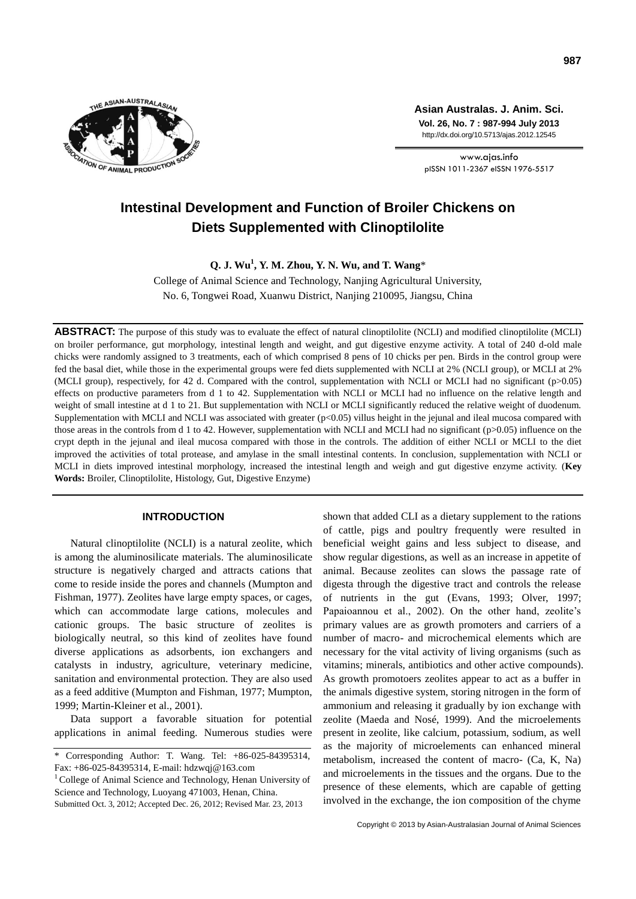# Intestinal Development and Function of Broiler Chickens on Diets Supplemented with Clinoptilolite

**Q. J. Wu[1], Y. M. Zhou, Y. N. Wu, and T. Wang***

College of Animal Science and Technology, Nanjing Agricultural University,
No. 6, Tongwei Road, Xuanwu District, Nanjing 210095, Jiangsu, China

**ABSTRACT:** The purpose of this study was to evaluate the effect of natural clinoptilolite (NCLI) and modified clinoptilolite (MCLI) on broiler performance, gut morphology, intestinal length and weight, and gut digestive enzyme activity. A total of 240 d-old male chicks were randomly assigned to 3 treatments, each of which comprised 8 pens of 10 chicks per pen. Birds in the control group were fed the basal diet, while those in the experimental groups were fed diets supplemented with NCLI at 2% (NCLI group), or MCLI at 2% (MCLI group), respectively, for 42 d. Compared with the control, supplementation with NCLI or MCLI had no significant ($p>0.05$) effects on productive parameters from d 1 to 42. Supplementation with NCLI or MCLI had no influence on the relative length and weight of small intestine at d 1 to 21. But supplementation with NCLI or MCLI significantly reduced the relative weight of duodenum. Supplementation with MCLI and NCLI was associated with greater ($p<0.05$) villus height in the jejunal and ileal mucosa compared with those areas in the controls from d 1 to 42. However, supplementation with NCLI and MCLI had no significant ($p>0.05$) influence on the crypt depth in the jejunal and ileal mucosa compared with those in the controls. The addition of either NCLI or MCLI to the diet improved the activities of total protease, and amylase in the small intestinal contents. In conclusion, supplementation with NCLI or MCLI in diets improved intestinal morphology, increased the intestinal length and weigh and gut digestive enzyme activity. (**Key Words:** Broiler, Clinoptilolite, Histology, Gut, Digestive Enzyme)

## INTRODUCTION

Natural clinoptilolite (NCLI) is a natural zeolite, which is among the aluminosilicate materials. The aluminosilicate structure is negatively charged and attracts cations that come to reside inside the pores and channels (Mumpton and Fishman, 1977). Zeolites have large empty spaces, or cages, which can accommodate large cations, molecules and cationic groups. The basic structure of zeolites is biologically neutral, so this kind of zeolites have found diverse applications as adsorbents, ion exchangers and catalysts in industry, agriculture, veterinary medicine, sanitation and environmental protection. They are also used as a feed additive (Mumpton and Fishman, 1977; Mumpton, 1999; Martin-Kleiner et al., 2001).

Data support a favorable situation for potential applications in animal feeding. Numerous studies were shown that added CLI as a dietary supplement to the rations of cattle, pigs and poultry frequently were resulted in beneficial weight gains and less subject to disease, and show regular digestions, as well as an increase in appetite of animal. Because zeolites can slows the passage rate of digesta through the digestive tract and controls the release of nutrients in the gut (Evans, 1993; Olver, 1997; Papaioannou et al., 2002). On the other hand, zeolite's primary values are as growth promoters and carriers of a number of macro- and microchemical elements which are necessary for the vital activity of living organisms (such as vitamins; minerals, antibiotics and other active compounds). As growth promotoers zeolites appear to act as a buffer in the animals digestive system, storing nitrogen in the form of ammonium and releasing it gradually by ion exchange with zeolite (Maeda and Nosé, 1999). And the microelements present in zeolite, like calcium, potassium, sodium, as well as the majority of microelements can enhanced mineral metabolism, increased the content of macro- (Ca, K, Na) and microelements in the tissues and the organs. Due to the presence of these elements, which are capable of getting involved in the exchange, the ion composition of the chyme

\* Corresponding Author: T. Wang. Tel: +86-025-84395314, Fax: +86-025-84395314, E-mail: hdzwqj@163.com

[1] College of Animal Science and Technology, Henan University of Science and Technology, Luoyang 471003, Henan, China.

Submitted Oct. 3, 2012; Accepted Dec. 26, 2012; Revised Mar. 23, 2013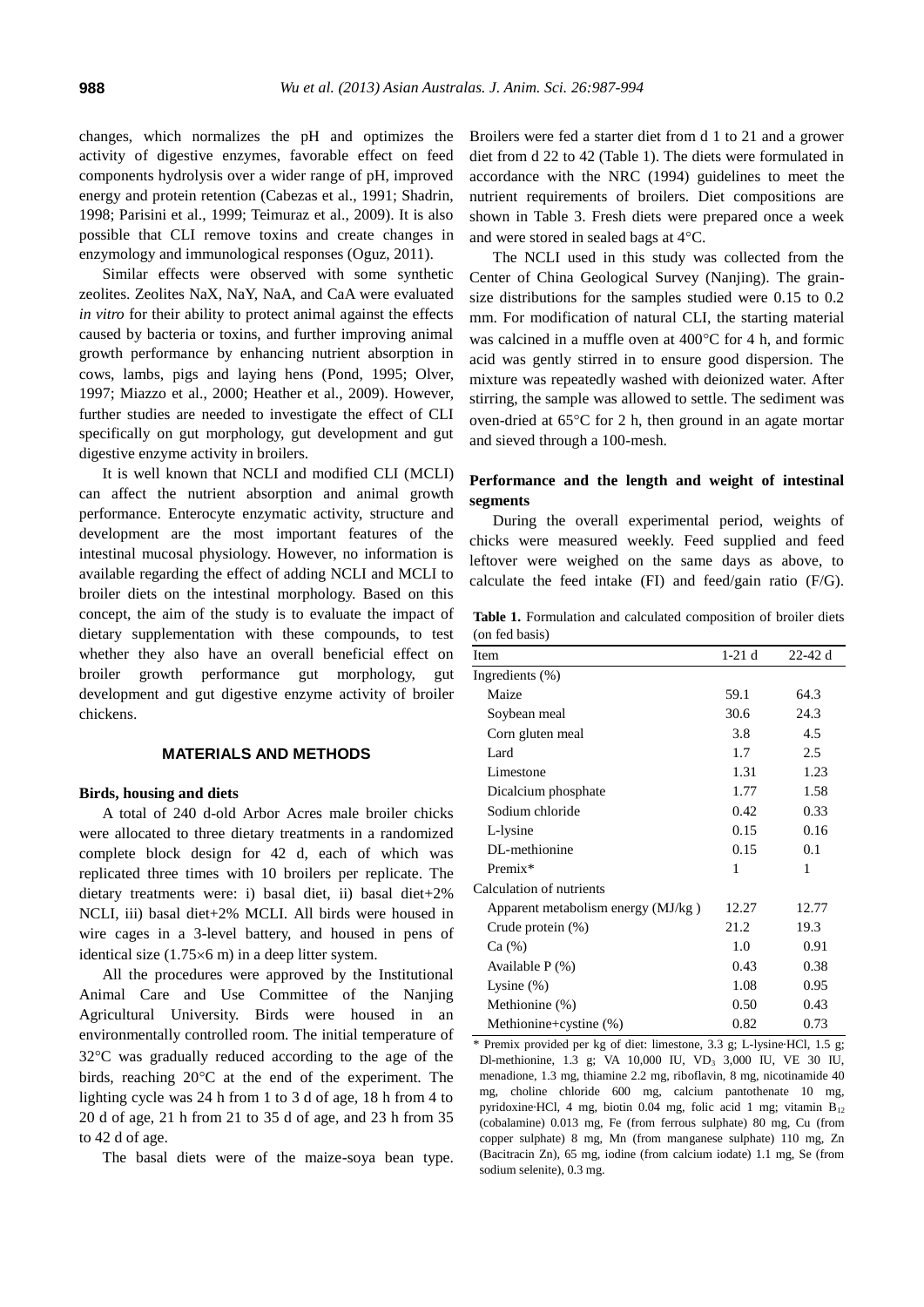changes, which normalizes the pH and optimizes the activity of digestive enzymes, favorable effect on feed components hydrolysis over a wider range of pH, improved energy and protein retention (Cabezas et al., 1991; Shadrin, 1998; Parisini et al., 1999; Teimuraz et al., 2009). It is also possible that CLI remove toxins and create changes in enzymology and immunological responses (Oguz, 2011).

Similar effects were observed with some synthetic zeolites. Zeolites NaX, NaY, NaA, and CaA were evaluated *in vitro* for their ability to protect animal against the effects caused by bacteria or toxins, and further improving animal growth performance by enhancing nutrient absorption in cows, lambs, pigs and laying hens (Pond, 1995; Olver, 1997; Miazzo et al., 2000; Heather et al., 2009). However, further studies are needed to investigate the effect of CLI specifically on gut morphology, gut development and gut digestive enzyme activity in broilers.

It is well known that NCLI and modified CLI (MCLI) can affect the nutrient absorption and animal growth performance. Enterocyte enzymatic activity, structure and development are the most important features of the intestinal mucosal physiology. However, no information is available regarding the effect of adding NCLI and MCLI to broiler diets on the intestinal morphology. Based on this concept, the aim of the study is to evaluate the impact of dietary supplementation with these compounds, to test whether they also have an overall beneficial effect on broiler growth performance gut morphology, gut development and gut digestive enzyme activity of broiler chickens.

## MATERIALS AND METHODS

### Birds, housing and diets

A total of 240 d-old Arbor Acres male broiler chicks were allocated to three dietary treatments in a randomized complete block design for 42 d, each of which was replicated three times with 10 broilers per replicate. The dietary treatments were: i) basal diet, ii) basal diet+2% NCLI, iii) basal diet+2% MCLI. All birds were housed in wire cages in a 3-level battery, and housed in pens of identical size (1.75×6 m) in a deep litter system.

All the procedures were approved by the Institutional Animal Care and Use Committee of the Nanjing Agricultural University. Birds were housed in an environmentally controlled room. The initial temperature of 32°C was gradually reduced according to the age of the birds, reaching 20°C at the end of the experiment. The lighting cycle was 24 h from 1 to 3 d of age, 18 h from 4 to 20 d of age, 21 h from 21 to 35 d of age, and 23 h from 35 to 42 d of age.

The basal diets were of the maize-soya bean type. Broilers were fed a starter diet from d 1 to 21 and a grower diet from d 22 to 42 (Table 1). The diets were formulated in accordance with the NRC (1994) guidelines to meet the nutrient requirements of broilers. Diet compositions are shown in Table 3. Fresh diets were prepared once a week and were stored in sealed bags at 4°C.

The NCLI used in this study was collected from the Center of China Geological Survey (Nanjing). The grain-size distributions for the samples studied were 0.15 to 0.2 mm. For modification of natural CLI, the starting material was calcined in a muffle oven at 400°C for 4 h, and formic acid was gently stirred in to ensure good dispersion. The mixture was repeatedly washed with deionized water. After stirring, the sample was allowed to settle. The sediment was oven-dried at 65°C for 2 h, then ground in an agate mortar and sieved through a 100-mesh.

### Performance and the length and weight of intestinal segments

During the overall experimental period, weights of chicks were measured weekly. Feed supplied and feed leftover were weighed on the same days as above, to calculate the feed intake (FI) and feed/gain ratio (F/G).

**Table 1.** Formulation and calculated composition of broiler diets (on fed basis)

| Item | 1-21 d | 22-42 d |
|---|---|---|
| Ingredients (%) | | |
| Maize | 59.1 | 64.3 |
| Soybean meal | 30.6 | 24.3 |
| Corn gluten meal | 3.8 | 4.5 |
| Lard | 1.7 | 2.5 |
| Limestone | 1.31 | 1.23 |
| Dicalcium phosphate | 1.77 | 1.58 |
| Sodium chloride | 0.42 | 0.33 |
| L-lysine | 0.15 | 0.16 |
| DL-methionine | 0.15 | 0.1 |
| Premix* | 1 | 1 |
| Calculation of nutrients | | |
| Apparent metabolism energy (MJ/kg ) | 12.27 | 12.77 |
| Crude protein (%) | 21.2 | 19.3 |
| Ca (%) | 1.0 | 0.91 |
| Available P (%) | 0.43 | 0.38 |
| Lysine (%) | 1.08 | 0.95 |
| Methionine (%) | 0.50 | 0.43 |
| Methionine+cystine (%) | 0.82 | 0.73 |

\* Premix provided per kg of diet: limestone, 3.3 g; L-lysine·HCl, 1.5 g; Dl-methionine, 1.3 g; VA 10,000 IU, $VD_3$ 3,000 IU, VE 30 IU, menadione, 1.3 mg, thiamine 2.2 mg, riboflavin, 8 mg, nicotinamide 40 mg, choline chloride 600 mg, calcium pantothenate 10 mg, pyridoxine·HCl, 4 mg, biotin 0.04 mg, folic acid 1 mg; vitamin $B_{12}$ (cobalamine) 0.013 mg, Fe (from ferrous sulphate) 80 mg, Cu (from copper sulphate) 8 mg, Mn (from manganese sulphate) 110 mg, Zn (Bacitracin Zn), 65 mg, iodine (from calcium iodate) 1.1 mg, Se (from sodium selenite), 0.3 mg.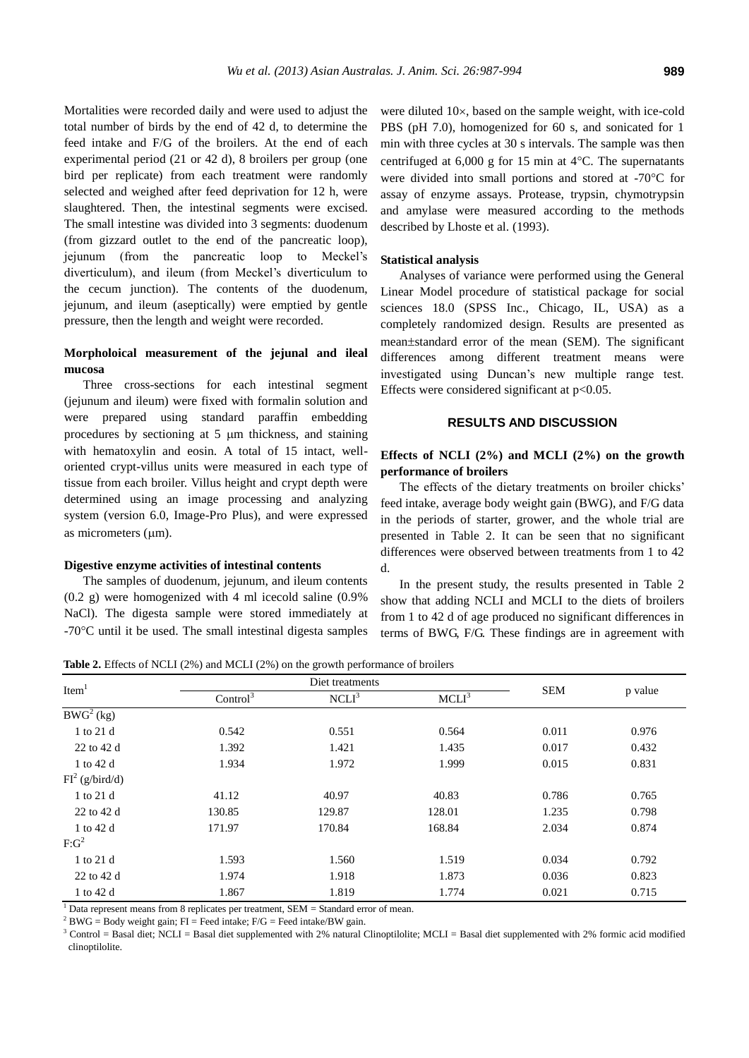Mortalities were recorded daily and were used to adjust the total number of birds by the end of 42 d, to determine the feed intake and F/G of the broilers. At the end of each experimental period (21 or 42 d), 8 broilers per group (one bird per replicate) from each treatment were randomly selected and weighed after feed deprivation for 12 h, were slaughtered. Then, the intestinal segments were excised. The small intestine was divided into 3 segments: duodenum (from gizzard outlet to the end of the pancreatic loop), jejunum (from the pancreatic loop to Meckel's diverticulum), and ileum (from Meckel's diverticulum to the cecum junction). The contents of the duodenum, jejunum, and ileum (aseptically) were emptied by gentle pressure, then the length and weight were recorded.

### Morpholoical measurement of the jejunal and ileal mucosa

Three cross-sections for each intestinal segment (jejunum and ileum) were fixed with formalin solution and were prepared using standard paraffin embedding procedures by sectioning at 5 μm thickness, and staining with hematoxylin and eosin. A total of 15 intact, well-oriented crypt-villus units were measured in each type of tissue from each broiler. Villus height and crypt depth were determined using an image processing and analyzing system (version 6.0, Image-Pro Plus), and were expressed as micrometers (μm).

### Digestive enzyme activities of intestinal contents

The samples of duodenum, jejunum, and ileum contents (0.2 g) were homogenized with 4 ml icecold saline (0.9% NaCl). The digesta sample were stored immediately at -70°C until it be used. The small intestinal digesta samples were diluted 10×, based on the sample weight, with ice-cold PBS (pH 7.0), homogenized for 60 s, and sonicated for 1 min with three cycles at 30 s intervals. The sample was then centrifuged at 6,000 g for 15 min at 4°C. The supernatants were divided into small portions and stored at -70°C for assay of enzyme assays. Protease, trypsin, chymotrypsin and amylase were measured according to the methods described by Lhoste et al. (1993).

### Statistical analysis

Analyses of variance were performed using the General Linear Model procedure of statistical package for social sciences 18.0 (SPSS Inc., Chicago, IL, USA) as a completely randomized design. Results are presented as mean±standard error of the mean (SEM). The significant differences among different treatment means were investigated using Duncan's new multiple range test. Effects were considered significant at $p<0.05$.

## RESULTS AND DISCUSSION

### Effects of NCLI (2%) and MCLI (2%) on the growth performance of broilers

The effects of the dietary treatments on broiler chicks' feed intake, average body weight gain (BWG), and F/G data in the periods of starter, grower, and the whole trial are presented in Table 2. It can be seen that no significant differences were observed between treatments from 1 to 42 d.

In the present study, the results presented in Table 2 show that adding NCLI and MCLI to the diets of broilers from 1 to 42 d of age produced no significant differences in terms of BWG, F/G. These findings are in agreement with

**Table 2.** Effects of NCLI (2%) and MCLI (2%) on the growth performance of broilers

| Item[1] | Diet treatments | | | SEM | p value |
|---|---|---|---|---|---|
| | Control[3] | NCLI[3] | MCLI[3] | | |
| BWG[2] (kg) | | | | | |
| 1 to 21 d | 0.542 | 0.551 | 0.564 | 0.011 | 0.976 |
| 22 to 42 d | 1.392 | 1.421 | 1.435 | 0.017 | 0.432 |
| 1 to 42 d | 1.934 | 1.972 | 1.999 | 0.015 | 0.831 |
| FI[2] (g/bird/d) | | | | | |
| 1 to 21 d | 41.12 | 40.97 | 40.83 | 0.786 | 0.765 |
| 22 to 42 d | 130.85 | 129.87 | 128.01 | 1.235 | 0.798 |
| 1 to 42 d | 171.97 | 170.84 | 168.84 | 2.034 | 0.874 |
| F:G[2] | | | | | |
| 1 to 21 d | 1.593 | 1.560 | 1.519 | 0.034 | 0.792 |
| 22 to 42 d | 1.974 | 1.918 | 1.873 | 0.036 | 0.823 |
| 1 to 42 d | 1.867 | 1.819 | 1.774 | 0.021 | 0.715 |

[1] Data represent means from 8 replicates per treatment, SEM = Standard error of mean.

[2] BWG = Body weight gain; FI = Feed intake; F/G = Feed intake/BW gain.

[3] Control = Basal diet; NCLI = Basal diet supplemented with 2% natural Clinoptilolite; MCLI = Basal diet supplemented with 2% formic acid modified clinoptilolite.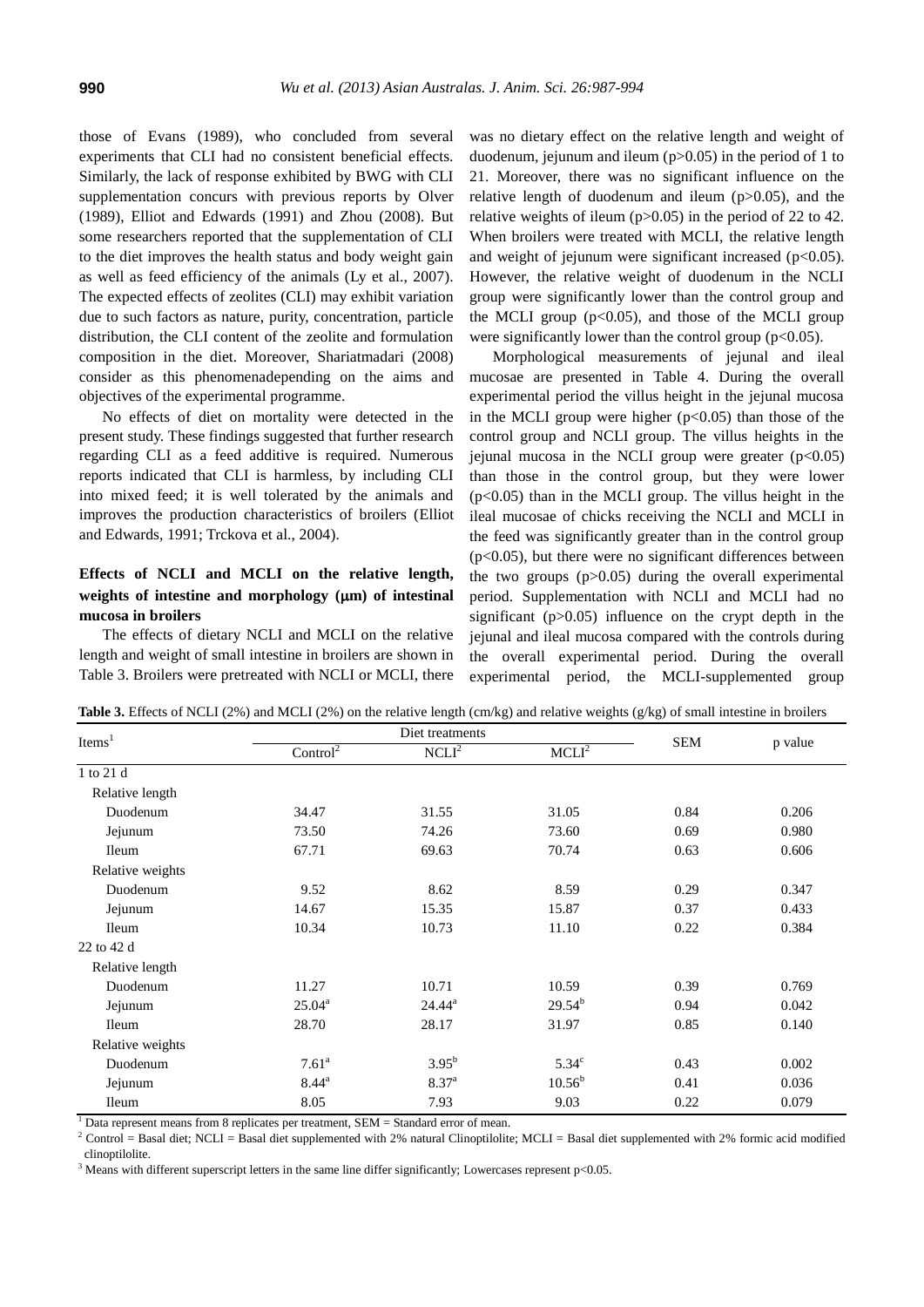those of Evans (1989), who concluded from several experiments that CLI had no consistent beneficial effects. Similarly, the lack of response exhibited by BWG with CLI supplementation concurs with previous reports by Olver (1989), Elliot and Edwards (1991) and Zhou (2008). But some researchers reported that the supplementation of CLI to the diet improves the health status and body weight gain as well as feed efficiency of the animals (Ly et al., 2007). The expected effects of zeolites (CLI) may exhibit variation due to such factors as nature, purity, concentration, particle distribution, the CLI content of the zeolite and formulation composition in the diet. Moreover, Shariatmadari (2008) consider as this phenomenadepending on the aims and objectives of the experimental programme.

No effects of diet on mortality were detected in the present study. These findings suggested that further research regarding CLI as a feed additive is required. Numerous reports indicated that CLI is harmless, by including CLI into mixed feed; it is well tolerated by the animals and improves the production characteristics of broilers (Elliot and Edwards, 1991; Trckova et al., 2004).

### Effects of NCLI and MCLI on the relative length, weights of intestine and morphology (μm) of intestinal mucosa in broilers

The effects of dietary NCLI and MCLI on the relative length and weight of small intestine in broilers are shown in Table 3. Broilers were pretreated with NCLI or MCLI, there was no dietary effect on the relative length and weight of duodenum, jejunum and ileum ($p>0.05$) in the period of 1 to 21. Moreover, there was no significant influence on the relative length of duodenum and ileum ($p>0.05$), and the relative weights of ileum ($p>0.05$) in the period of 22 to 42. When broilers were treated with MCLI, the relative length and weight of jejunum were significant increased ($p<0.05$). However, the relative weight of duodenum in the NCLI group were significantly lower than the control group and the MCLI group ($p<0.05$), and those of the MCLI group were significantly lower than the control group ($p<0.05$).

Morphological measurements of jejunal and ileal mucosae are presented in Table 4. During the overall experimental period the villus height in the jejunal mucosa in the MCLI group were higher ($p<0.05$) than those of the control group and NCLI group. The villus heights in the jejunal mucosa in the NCLI group were greater ($p<0.05$) than those in the control group, but they were lower ($p<0.05$) than in the MCLI group. The villus height in the ileal mucosae of chicks receiving the NCLI and MCLI in the feed was significantly greater than in the control group ($p<0.05$), but there were no significant differences between the two groups ($p>0.05$) during the overall experimental period. Supplementation with NCLI and MCLI had no significant ($p>0.05$) influence on the crypt depth in the jejunal and ileal mucosa compared with the controls during the overall experimental period. During the overall experimental period, the MCLI-supplemented group

**Table 3.** Effects of NCLI (2%) and MCLI (2%) on the relative length (cm/kg) and relative weights (g/kg) of small intestine in broilers

| Items[1] | Diet treatments | | | SEM | p value |
|---|---|---|---|---|---|
| | Control[2] | NCLI[2] | MCLI[2] | | |
| 1 to 21 d | | | | | |
| Relative length | | | | | |
| Duodenum | 34.47 | 31.55 | 31.05 | 0.84 | 0.206 |
| Jejunum | 73.50 | 74.26 | 73.60 | 0.69 | 0.980 |
| Ileum | 67.71 | 69.63 | 70.74 | 0.63 | 0.606 |
| Relative weights | | | | | |
| Duodenum | 9.52 | 8.62 | 8.59 | 0.29 | 0.347 |
| Jejunum | 14.67 | 15.35 | 15.87 | 0.37 | 0.433 |
| Ileum | 10.34 | 10.73 | 11.10 | 0.22 | 0.384 |
| 22 to 42 d | | | | | |
| Relative length | | | | | |
| Duodenum | 11.27 | 10.71 | 10.59 | 0.39 | 0.769 |
| Jejunum | 25.04[a] | 24.44[a] | 29.54[b] | 0.94 | 0.042 |
| Ileum | 28.70 | 28.17 | 31.97 | 0.85 | 0.140 |
| Relative weights | | | | | |
| Duodenum | 7.61[a] | 3.95[b] | 5.34[c] | 0.43 | 0.002 |
| Jejunum | 8.44[a] | 8.37[a] | 10.56[b] | 0.41 | 0.036 |
| Ileum | 8.05 | 7.93 | 9.03 | 0.22 | 0.079 |

[1] Data represent means from 8 replicates per treatment, SEM = Standard error of mean.

[2] Control = Basal diet; NCLI = Basal diet supplemented with 2% natural Clinoptilolite; MCLI = Basal diet supplemented with 2% formic acid modified clinoptilolite.

[3] Means with different superscript letters in the same line differ significantly; Lowercases represent $p<0.05$.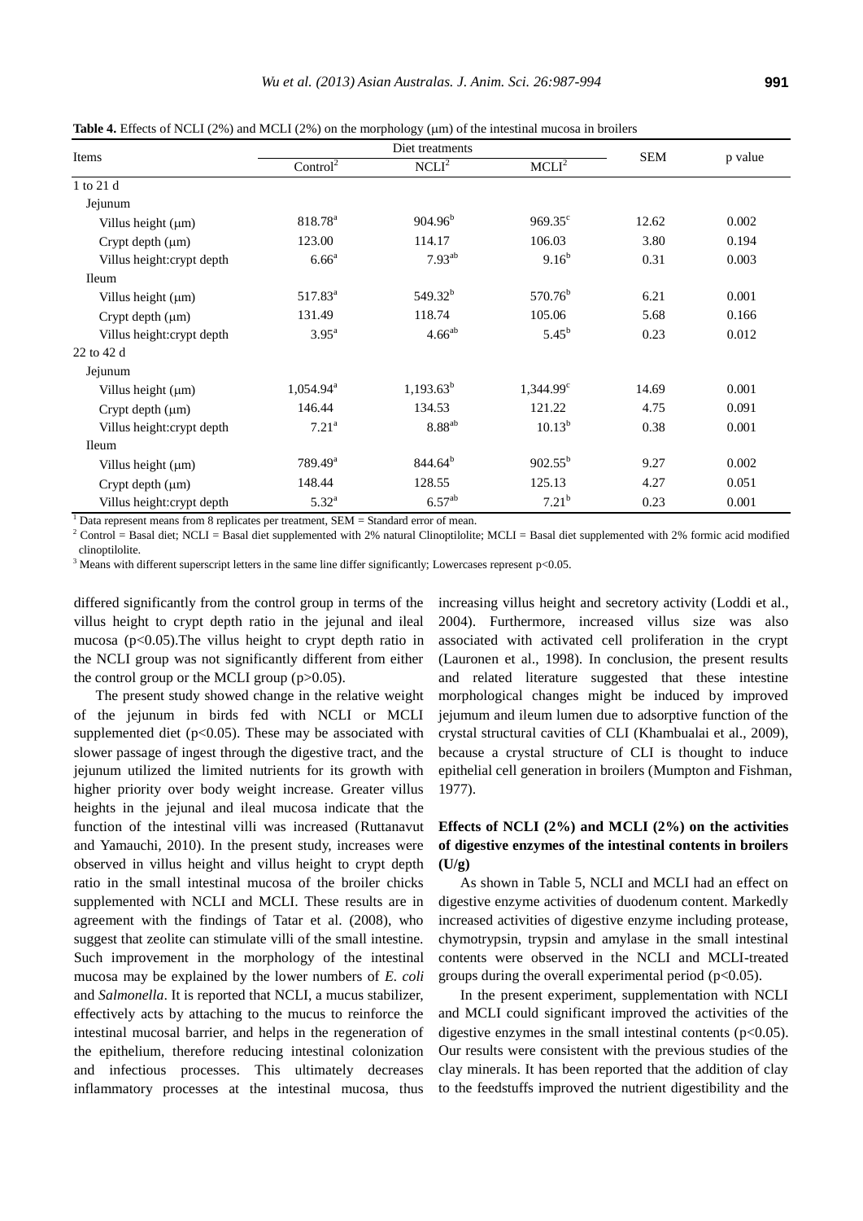**Table 4.** Effects of NCLI (2%) and MCLI (2%) on the morphology (μm) of the intestinal mucosa in broilers

| Items | Diet treatments | | | SEM | p value |
|---|---|---|---|---|---|
| | Control[2] | NCLI[2] | MCLI[2] | | |
| 1 to 21 d | | | | | |
| Jejunum | | | | | |
| Villus height (μm) | 818.78[a] | 904.96[b] | 969.35[c] | 12.62 | 0.002 |
| Crypt depth (μm) | 123.00 | 114.17 | 106.03 | 3.80 | 0.194 |
| Villus height:crypt depth | 6.66[a] | 7.93[ab] | 9.16[b] | 0.31 | 0.003 |
| Ileum | | | | | |
| Villus height (μm) | 517.83[a] | 549.32[b] | 570.76[b] | 6.21 | 0.001 |
| Crypt depth (μm) | 131.49 | 118.74 | 105.06 | 5.68 | 0.166 |
| Villus height:crypt depth | 3.95[a] | 4.66[ab] | 5.45[b] | 0.23 | 0.012 |
| 22 to 42 d | | | | | |
| Jejunum | | | | | |
| Villus height (μm) | 1,054.94[a] | 1,193.63[b] | 1,344.99[c] | 14.69 | 0.001 |
| Crypt depth (μm) | 146.44 | 134.53 | 121.22 | 4.75 | 0.091 |
| Villus height:crypt depth | 7.21[a] | 8.88[ab] | 10.13[b] | 0.38 | 0.001 |
| Ileum | | | | | |
| Villus height (μm) | 789.49[a] | 844.64[b] | 902.55[b] | 9.27 | 0.002 |
| Crypt depth (μm) | 148.44 | 128.55 | 125.13 | 4.27 | 0.051 |
| Villus height:crypt depth | 5.32[a] | 6.57[ab] | 7.21[b] | 0.23 | 0.001 |

[1] Data represent means from 8 replicates per treatment, SEM = Standard error of mean.

[2] Control = Basal diet; NCLI = Basal diet supplemented with 2% natural Clinoptilolite; MCLI = Basal diet supplemented with 2% formic acid modified clinoptilolite.

[3] Means with different superscript letters in the same line differ significantly; Lowercases represent $p<0.05$.

differed significantly from the control group in terms of the villus height to crypt depth ratio in the jejunal and ileal mucosa ($p<0.05$).The villus height to crypt depth ratio in the NCLI group was not significantly different from either the control group or the MCLI group ($p>0.05$).

The present study showed change in the relative weight of the jejunum in birds fed with NCLI or MCLI supplemented diet ($p<0.05$). These may be associated with slower passage of ingest through the digestive tract, and the jejunum utilized the limited nutrients for its growth with higher priority over body weight increase. Greater villus heights in the jejunal and ileal mucosa indicate that the function of the intestinal villi was increased (Ruttanavut and Yamauchi, 2010). In the present study, increases were observed in villus height and villus height to crypt depth ratio in the small intestinal mucosa of the broiler chicks supplemented with NCLI and MCLI. These results are in agreement with the findings of Tatar et al. (2008), who suggest that zeolite can stimulate villi of the small intestine. Such improvement in the morphology of the intestinal mucosa may be explained by the lower numbers of *E. coli* and *Salmonella*. It is reported that NCLI, a mucus stabilizer, effectively acts by attaching to the mucus to reinforce the intestinal mucosal barrier, and helps in the regeneration of the epithelium, therefore reducing intestinal colonization and infectious processes. This ultimately decreases inflammatory processes at the intestinal mucosa, thus increasing villus height and secretory activity (Loddi et al., 2004). Furthermore, increased villus size was also associated with activated cell proliferation in the crypt (Lauronen et al., 1998). In conclusion, the present results and related literature suggested that these intestine morphological changes might be induced by improved jejumum and ileum lumen due to adsorptive function of the crystal structural cavities of CLI (Khambualai et al., 2009), because a crystal structure of CLI is thought to induce epithelial cell generation in broilers (Mumpton and Fishman, 1977).

### Effects of NCLI (2%) and MCLI (2%) on the activities of digestive enzymes of the intestinal contents in broilers (U/g)

As shown in Table 5, NCLI and MCLI had an effect on digestive enzyme activities of duodenum content. Markedly increased activities of digestive enzyme including protease, chymotrypsin, trypsin and amylase in the small intestinal contents were observed in the NCLI and MCLI-treated groups during the overall experimental period ($p<0.05$).

In the present experiment, supplementation with NCLI and MCLI could significant improved the activities of the digestive enzymes in the small intestinal contents ($p<0.05$). Our results were consistent with the previous studies of the clay minerals. It has been reported that the addition of clay to the feedstuffs improved the nutrient digestibility and the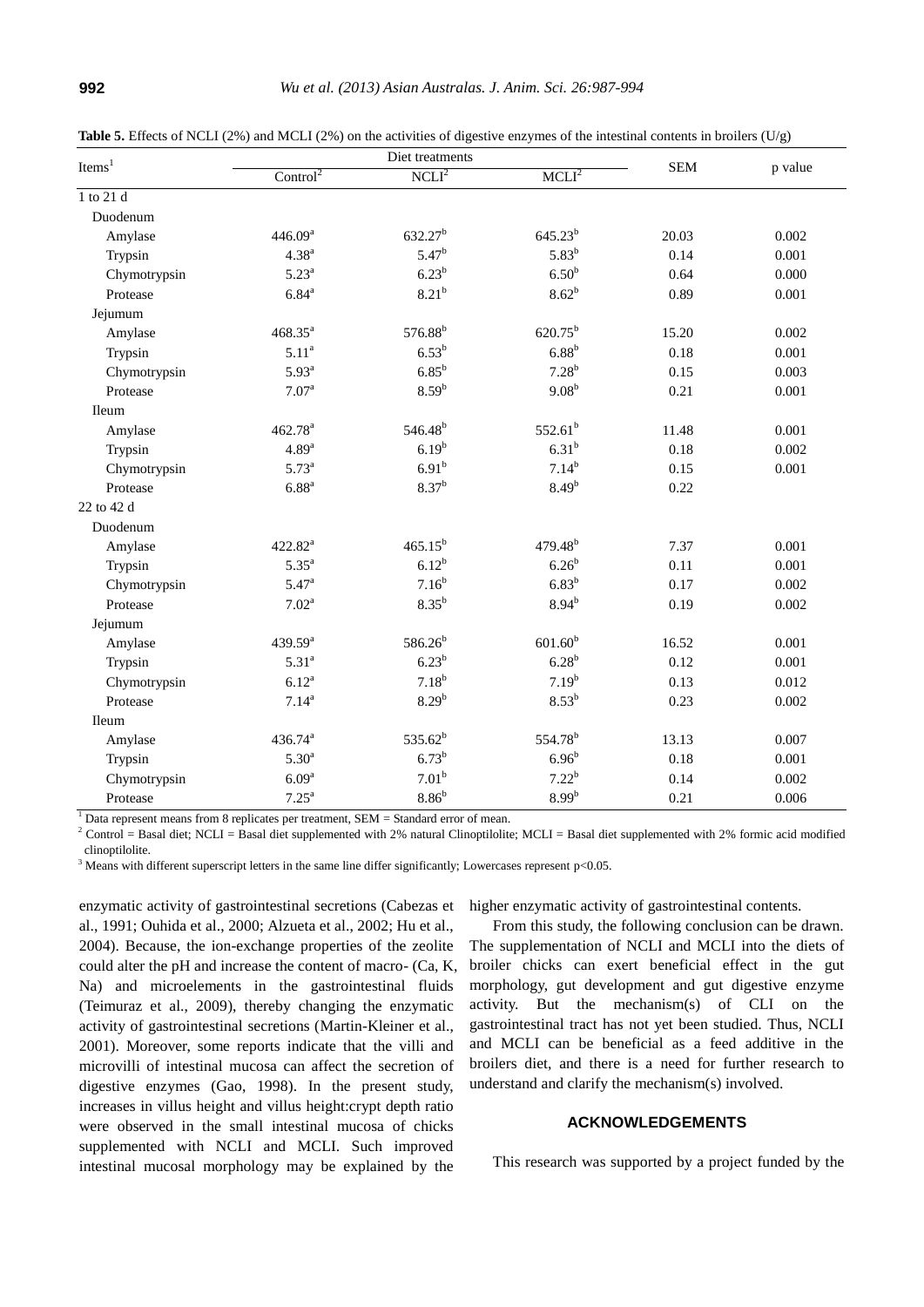**Table 5.** Effects of NCLI (2%) and MCLI (2%) on the activities of digestive enzymes of the intestinal contents in broilers (U/g)

| Items[1] | Diet treatments | | | SEM | p value |
|---|---|---|---|---|---|
| | Control[2] | NCLI[2] | MCLI[2] | | |
| 1 to 21 d | | | | | |
| Duodenum | | | | | |
| Amylase | 446.09[a] | 632.27[b] | 645.23[b] | 20.03 | 0.002 |
| Trypsin | 4.38[a] | 5.47[b] | 5.83[b] | 0.14 | 0.001 |
| Chymotrypsin | 5.23[a] | 6.23[b] | 6.50[b] | 0.64 | 0.000 |
| Protease | 6.84[a] | 8.21[b] | 8.62[b] | 0.89 | 0.001 |
| Jejumum | | | | | |
| Amylase | 468.35[a] | 576.88[b] | 620.75[b] | 15.20 | 0.002 |
| Trypsin | 5.11[a] | 6.53[b] | 6.88[b] | 0.18 | 0.001 |
| Chymotrypsin | 5.93[a] | 6.85[b] | 7.28[b] | 0.15 | 0.003 |
| Protease | 7.07[a] | 8.59[b] | 9.08[b] | 0.21 | 0.001 |
| Ileum | | | | | |
| Amylase | 462.78[a] | 546.48[b] | 552.61[b] | 11.48 | 0.001 |
| Trypsin | 4.89[a] | 6.19[b] | 6.31[b] | 0.18 | 0.002 |
| Chymotrypsin | 5.73[a] | 6.91[b] | 7.14[b] | 0.15 | 0.001 |
| Protease | 6.88[a] | 8.37[b] | 8.49[b] | 0.22 | |
| 22 to 42 d | | | | | |
| Duodenum | | | | | |
| Amylase | 422.82[a] | 465.15[b] | 479.48[b] | 7.37 | 0.001 |
| Trypsin | 5.35[a] | 6.12[b] | 6.26[b] | 0.11 | 0.001 |
| Chymotrypsin | 5.47[a] | 7.16[b] | 6.83[b] | 0.17 | 0.002 |
| Protease | 7.02[a] | 8.35[b] | 8.94[b] | 0.19 | 0.002 |
| Jejumum | | | | | |
| Amylase | 439.59[a] | 586.26[b] | 601.60[b] | 16.52 | 0.001 |
| Trypsin | 5.31[a] | 6.23[b] | 6.28[b] | 0.12 | 0.001 |
| Chymotrypsin | 6.12[a] | 7.18[b] | 7.19[b] | 0.13 | 0.012 |
| Protease | 7.14[a] | 8.29[b] | 8.53[b] | 0.23 | 0.002 |
| Ileum | | | | | |
| Amylase | 436.74[a] | 535.62[b] | 554.78[b] | 13.13 | 0.007 |
| Trypsin | 5.30[a] | 6.73[b] | 6.96[b] | 0.18 | 0.001 |
| Chymotrypsin | 6.09[a] | 7.01[b] | 7.22[b] | 0.14 | 0.002 |
| Protease | 7.25[a] | 8.86[b] | 8.99[b] | 0.21 | 0.006 |

[1] Data represent means from 8 replicates per treatment, SEM = Standard error of mean.
[2] Control = Basal diet; NCLI = Basal diet supplemented with 2% natural Clinoptilolite; MCLI = Basal diet supplemented with 2% formic acid modified clinoptilolite.
[3] Means with different superscript letters in the same line differ significantly; Lowercases represent $p<0.05$.

enzymatic activity of gastrointestinal secretions (Cabezas et al., 1991; Ouhida et al., 2000; Alzueta et al., 2002; Hu et al., 2004). Because, the ion-exchange properties of the zeolite could alter the pH and increase the content of macro- (Ca, K, Na) and microelements in the gastrointestinal fluids (Teimuraz et al., 2009), thereby changing the enzymatic activity of gastrointestinal secretions (Martin-Kleiner et al., 2001). Moreover, some reports indicate that the villi and microvilli of intestinal mucosa can affect the secretion of digestive enzymes (Gao, 1998). In the present study, increases in villus height and villus height:crypt depth ratio were observed in the small intestinal mucosa of chicks supplemented with NCLI and MCLI. Such improved intestinal mucosal morphology may be explained by the higher enzymatic activity of gastrointestinal contents.

From this study, the following conclusion can be drawn. The supplementation of NCLI and MCLI into the diets of broiler chicks can exert beneficial effect in the gut morphology, gut development and gut digestive enzyme activity. But the mechanism(s) of CLI on the gastrointestinal tract has not yet been studied. Thus, NCLI and MCLI can be beneficial as a feed additive in the broilers diet, and there is a need for further research to understand and clarify the mechanism(s) involved.

## ACKNOWLEDGEMENTS

This research was supported by a project funded by the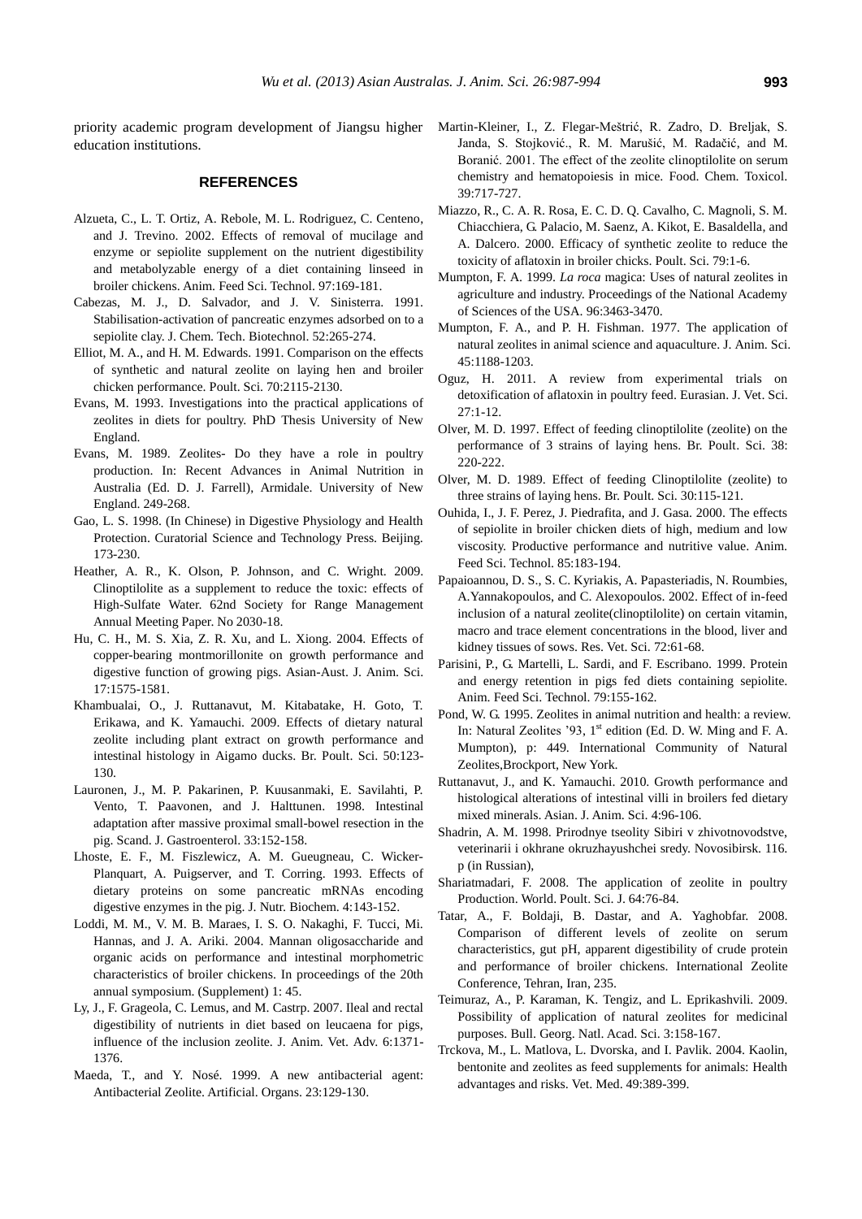priority academic program development of Jiangsu higher education institutions.

## REFERENCES

Alzueta, C., L. T. Ortiz, A. Rebole, M. L. Rodriguez, C. Centeno, and J. Trevino. 2002. Effects of removal of mucilage and enzyme or sepiolite supplement on the nutrient digestibility and metabolyzable energy of a diet containing linseed in broiler chickens. Anim. Feed Sci. Technol. 97:169-181.

Cabezas, M. J., D. Salvador, and J. V. Sinisterra. 1991. Stabilisation-activation of pancreatic enzymes adsorbed on to a sepiolite clay. J. Chem. Tech. Biotechnol. 52:265-274.

Elliot, M. A., and H. M. Edwards. 1991. Comparison on the effects of synthetic and natural zeolite on laying hen and broiler chicken performance. Poult. Sci. 70:2115-2130.

Evans, M. 1993. Investigations into the practical applications of zeolites in diets for poultry. PhD Thesis University of New England.

Evans, M. 1989. Zeolites- Do they have a role in poultry production. In: Recent Advances in Animal Nutrition in Australia (Ed. D. J. Farrell), Armidale. University of New England. 249-268.

Gao, L. S. 1998. (In Chinese) in Digestive Physiology and Health Protection. Curatorial Science and Technology Press. Beijing. 173-230.

Heather, A. R., K. Olson, P. Johnson, and C. Wright. 2009. Clinoptilolite as a supplement to reduce the toxic: effects of High-Sulfate Water. 62nd Society for Range Management Annual Meeting Paper. No 2030-18.

Hu, C. H., M. S. Xia, Z. R. Xu, and L. Xiong. 2004. Effects of copper-bearing montmorillonite on growth performance and digestive function of growing pigs. Asian-Aust. J. Anim. Sci. 17:1575-1581.

Khambualai, O., J. Ruttanavut, M. Kitabatake, H. Goto, T. Erikawa, and K. Yamauchi. 2009. Effects of dietary natural zeolite including plant extract on growth performance and intestinal histology in Aigamo ducks. Br. Poult. Sci. 50:123-130.

Lauronen, J., M. P. Pakarinen, P. Kuusanmaki, E. Savilahti, P. Vento, T. Paavonen, and J. Halttunen. 1998. Intestinal adaptation after massive proximal small-bowel resection in the pig. Scand. J. Gastroenterol. 33:152-158.

Lhoste, E. F., M. Fiszlewicz, A. M. Gueugneau, C. Wicker-Planquart, A. Puigserver, and T. Corring. 1993. Effects of dietary proteins on some pancreatic mRNAs encoding digestive enzymes in the pig. J. Nutr. Biochem. 4:143-152.

Loddi, M. M., V. M. B. Maraes, I. S. O. Nakaghi, F. Tucci, Mi. Hannas, and J. A. Ariki. 2004. Mannan oligosaccharide and organic acids on performance and intestinal morphometric characteristics of broiler chickens. In proceedings of the 20th annual symposium. (Supplement) 1: 45.

Ly, J., F. Grageola, C. Lemus, and M. Castrp. 2007. Ileal and rectal digestibility of nutrients in diet based on leucaena for pigs, influence of the inclusion zeolite. J. Anim. Vet. Adv. 6:1371-1376.

Maeda, T., and Y. Nosé. 1999. A new antibacterial agent: Antibacterial Zeolite. Artificial. Organs. 23:129-130.

Martin-Kleiner, I., Z. Flegar-Meštrić, R. Zadro, D. Breljak, S. Janda, S. Stojković., R. M. Marušić, M. Radačić, and M. Boranić. 2001. The effect of the zeolite clinoptilolite on serum chemistry and hematopoiesis in mice. Food. Chem. Toxicol. 39:717-727.

Miazzo, R., C. A. R. Rosa, E. C. D. Q. Cavalho, C. Magnoli, S. M. Chiacchiera, G. Palacio, M. Saenz, A. Kikot, E. Basaldella, and A. Dalcero. 2000. Efficacy of synthetic zeolite to reduce the toxicity of aflatoxin in broiler chicks. Poult. Sci. 79:1-6.

Mumpton, F. A. 1999. *La roca* magica: Uses of natural zeolites in agriculture and industry. Proceedings of the National Academy of Sciences of the USA. 96:3463-3470.

Mumpton, F. A., and P. H. Fishman. 1977. The application of natural zeolites in animal science and aquaculture. J. Anim. Sci. 45:1188-1203.

Oguz, H. 2011. A review from experimental trials on detoxification of aflatoxin in poultry feed. Eurasian. J. Vet. Sci. 27:1-12.

Olver, M. D. 1997. Effect of feeding clinoptilolite (zeolite) on the performance of 3 strains of laying hens. Br. Poult. Sci. 38: 220-222.

Olver, M. D. 1989. Effect of feeding Clinoptilolite (zeolite) to three strains of laying hens. Br. Poult. Sci. 30:115-121.

Ouhida, I., J. F. Perez, J. Piedrafita, and J. Gasa. 2000. The effects of sepiolite in broiler chicken diets of high, medium and low viscosity. Productive performance and nutritive value. Anim. Feed Sci. Technol. 85:183-194.

Papaioannou, D. S., S. C. Kyriakis, A. Papasteriadis, N. Roumbies, A.Yannakopoulos, and C. Alexopoulos. 2002. Effect of in-feed inclusion of a natural zeolite(clinoptilolite) on certain vitamin, macro and trace element concentrations in the blood, liver and kidney tissues of sows. Res. Vet. Sci. 72:61-68.

Parisini, P., G. Martelli, L. Sardi, and F. Escribano. 1999. Protein and energy retention in pigs fed diets containing sepiolite. Anim. Feed Sci. Technol. 79:155-162.

Pond, W. G. 1995. Zeolites in animal nutrition and health: a review. In: Natural Zeolites '93, 1st edition (Ed. D. W. Ming and F. A. Mumpton), p: 449. International Community of Natural Zeolites,Brockport, New York.

Ruttanavut, J., and K. Yamauchi. 2010. Growth performance and histological alterations of intestinal villi in broilers fed dietary mixed minerals. Asian. J. Anim. Sci. 4:96-106.

Shadrin, A. M. 1998. Prirodnye tseolity Sibiri v zhivotnovodstve, veterinarii i okhrane okruzhayushchei sredy. Novosibirsk. 116. p (in Russian),

Shariatmadari, F. 2008. The application of zeolite in poultry Production. World. Poult. Sci. J. 64:76-84.

Tatar, A., F. Boldaji, B. Dastar, and A. Yaghobfar. 2008. Comparison of different levels of zeolite on serum characteristics, gut pH, apparent digestibility of crude protein and performance of broiler chickens. International Zeolite Conference, Tehran, Iran, 235.

Teimuraz, A., P. Karaman, K. Tengiz, and L. Eprikashvili. 2009. Possibility of application of natural zeolites for medicinal purposes. Bull. Georg. Natl. Acad. Sci. 3:158-167.

Trckova, M., L. Matlova, L. Dvorska, and I. Pavlik. 2004. Kaolin, bentonite and zeolites as feed supplements for animals: Health advantages and risks. Vet. Med. 49:389-399.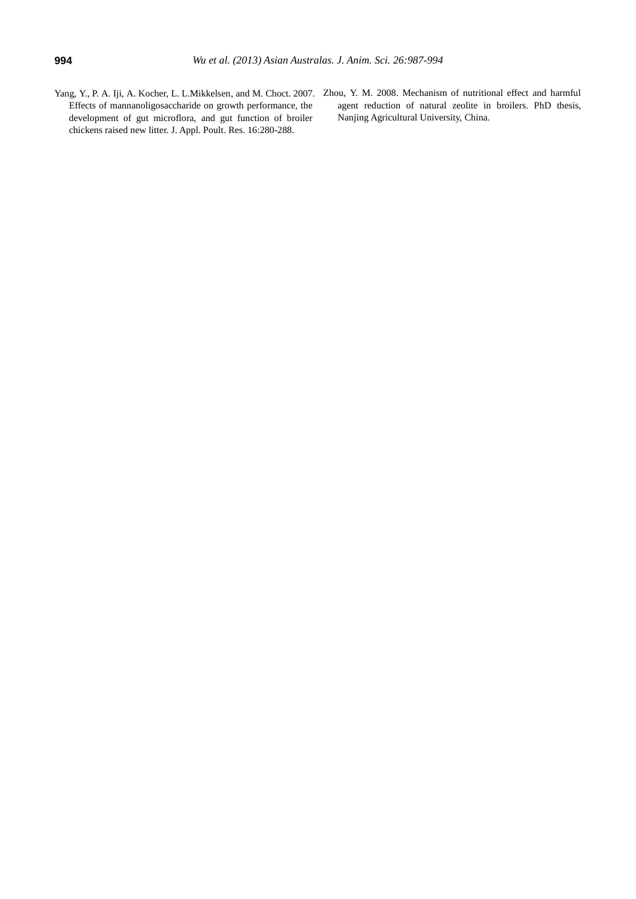Yang, Y., P. A. Iji, A. Kocher, L. L.Mikkelsen, and M. Choct. 2007. Effects of mannanoligosaccharide on growth performance, the development of gut microflora, and gut function of broiler chickens raised new litter. J. Appl. Poult. Res. 16:280-288.

Zhou, Y. M. 2008. Mechanism of nutritional effect and harmful agent reduction of natural zeolite in broilers. PhD thesis, Nanjing Agricultural University, China.